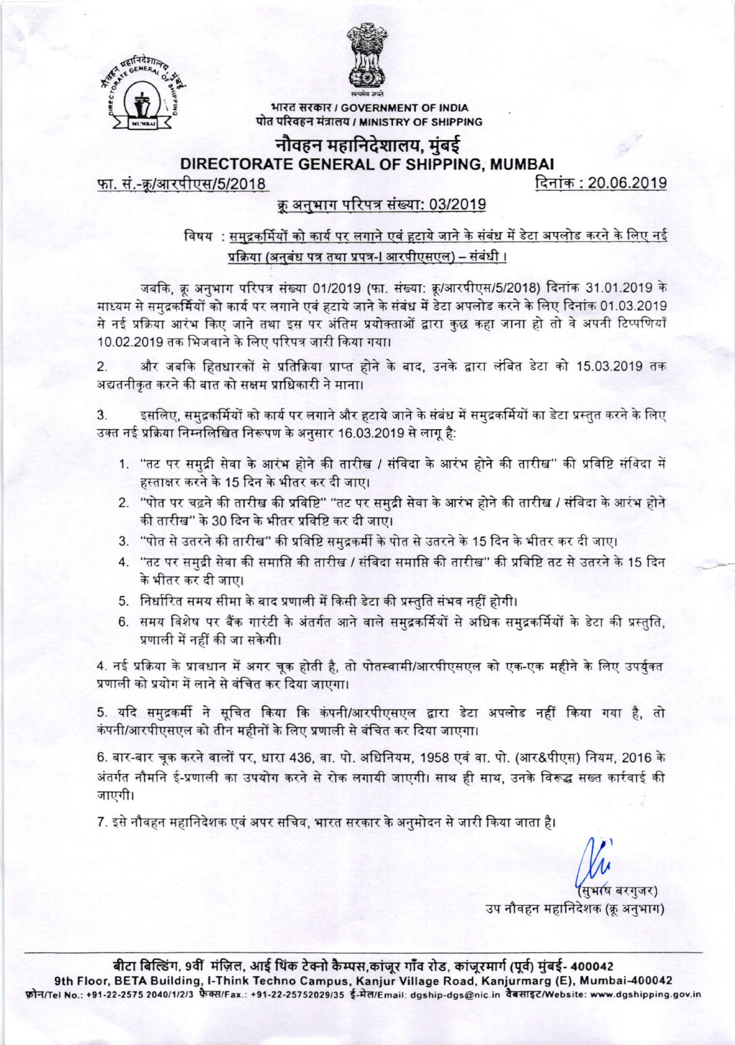भारत सरकार / GOVERNMENT OF INDIA
पोत परिवहन मंत्रालय / MINISTRY OF SHIPPING

# नौवहन महानिदेशालय, मुंबई
# DIRECTORATE GENERAL OF SHIPPING, MUMBAI

फा. सं.-क्रू/आरपीएस/5/2018 | दिनांक : 20.06.2019

## क्रू अनुभाग परिपत्र संख्या: 03/2019

**विषय : समुद्रकर्मियों को कार्य पर लगाने एवं हटाये जाने के संबंध में डेटा अपलोड करने के लिए नई प्रक्रिया (अनुबंध पत्र तथा प्रपत्र-I आरपीएसएल) – संबंधी ।**

जबकि, क्रू अनुभाग परिपत्र संख्या 01/2019 (फा. संख्या: क्रू/आरपीएस/5/2018) दिनांक 31.01.2019 के माध्यम से समुद्रकर्मियों को कार्य पर लगाने एवं हटाये जाने के संबंध में डेटा अपलोड करने के लिए दिनांक 01.03.2019 से नई प्रक्रिया आरंभ किए जाने तथा इस पर अंतिम प्रयोक्ताओं द्वारा कुछ कहा जाना हो तो वे अपनी टिप्पणियाँ 10.02.2019 तक भिजवाने के लिए परिपत्र जारी किया गया।

2. और जबकि हितधारकों से प्रतिक्रिया प्राप्त होने के बाद, उनके द्वारा लंबित डेटा को 15.03.2019 तक अद्यतनीकृत करने की बात को सक्षम प्राधिकारी ने माना।

3. इसलिए, समुद्रकर्मियों को कार्य पर लगाने और हटाये जाने के संबंध में समुद्रकर्मियों का डेटा प्रस्तुत करने के लिए उक्त नई प्रक्रिया निम्नलिखित निरूपण के अनुसार 16.03.2019 से लागू है:

1. "तट पर समुद्री सेवा के आरंभ होने की तारीख / संविदा के आरंभ होने की तारीख" की प्रविष्टि संविदा में हस्ताक्षर करने के 15 दिन के भीतर कर दी जाए।
2. "पोत पर चढ़ने की तारीख की प्रविष्टि" "तट पर समुद्री सेवा के आरंभ होने की तारीख / संविदा के आरंभ होने की तारीख" के 30 दिन के भीतर प्रविष्टि कर दी जाए।
3. "पोत से उतरने की तारीख" की प्रविष्टि समुद्रकर्मी के पोत से उतरने के 15 दिन के भीतर कर दी जाए।
4. "तट पर समुद्री सेवा की समाप्ति की तारीख / संविदा समाप्ति की तारीख" की प्रविष्टि तट से उतरने के 15 दिन के भीतर कर दी जाए।
5. निर्धारित समय सीमा के बाद प्रणाली में किसी डेटा की प्रस्तुति संभव नहीं होगी।
6. समय विशेष पर बैंक गारंटी के अंतर्गत आने वाले समुद्रकर्मियों से अधिक समुद्रकर्मियों के डेटा की प्रस्तुति, प्रणाली में नहीं की जा सकेगी।

4. नई प्रक्रिया के प्रावधान में अगर चूक होती है, तो पोतस्वामी/आरपीएसएल को एक-एक महीने के लिए उपर्युक्त प्रणाली को प्रयोग में लाने से वंचित कर दिया जाएगा।

5. यदि समुद्रकर्मी ने सूचित किया कि कंपनी/आरपीएसएल द्वारा डेटा अपलोड नहीं किया गया है, तो कंपनी/आरपीएसएल को तीन महीनों के लिए प्रणाली से वंचित कर दिया जाएगा।

6. बार-बार चूक करने वालों पर, धारा 436, वा. पो. अधिनियम, 1958 एवं वा. पो. (आर&पीएस) नियम, 2016 के अंतर्गत नौमनि ई-प्रणाली का उपयोग करने से रोक लगायी जाएगी। साथ ही साथ, उनके विरूद्ध सख्त कार्रवाई की जाएगी।

7. इसे नौवहन महानिदेशक एवं अपर सचिव, भारत सरकार के अनुमोदन से जारी किया जाता है।

(सुभाष बरगुजर)
उप नौवहन महानिदेशक (क्रू अनुभाग)

---

बीटा बिल्डिंग, 9वीं मंज़िल, आई थिंक टेक्नो कैम्पस, कांजूर गाँव रोड, कांजूरमार्ग (पूर्व) मुंबई- 400042
9th Floor, BETA Building, I-Think Techno Campus, Kanjur Village Road, Kanjurmarg (E), Mumbai-400042
फ़ोन/Tel No.: +91-22-2575 2040/1/2/3 फ़ैक्स/Fax.: +91-22-25752029/35 ई-मेल/Email: dgship-dgs@nic.in वैबसाइट/Website: www.dgshipping.gov.in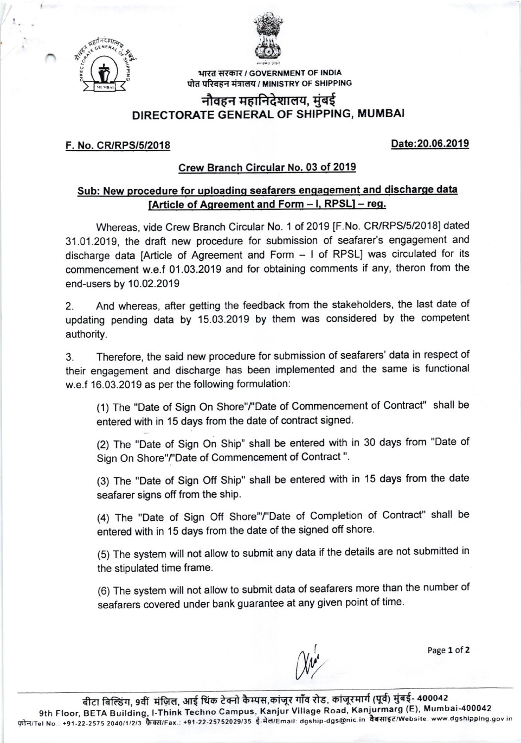भारत सरकार / GOVERNMENT OF INDIA
पोत परिवहन मंत्रालय / MINISTRY OF SHIPPING

# नौवहन महानिदेशालय, मुंबई
# DIRECTORATE GENERAL OF SHIPPING, MUMBAI

**F. No. CR/RPS/5/2018** **Date:20.06.2019**

## Crew Branch Circular No. 03 of 2019

**Sub: New procedure for uploading seafarers engagement and discharge data [Article of Agreement and Form – I, RPSL] – reg.**

Whereas, vide Crew Branch Circular No. 1 of 2019 [F.No. CR/RPS/5/2018] dated 31.01.2019, the draft new procedure for submission of seafarer's engagement and discharge data [Article of Agreement and Form – I of RPSL] was circulated for its commencement w.e.f 01.03.2019 and for obtaining comments if any, theron from the end-users by 10.02.2019

2. And whereas, after getting the feedback from the stakeholders, the last date of updating pending data by 15.03.2019 by them was considered by the competent authority.

3. Therefore, the said new procedure for submission of seafarers' data in respect of their engagement and discharge has been implemented and the same is functional w.e.f 16.03.2019 as per the following formulation:

(1) The "Date of Sign On Shore"/"Date of Commencement of Contract" shall be entered with in 15 days from the date of contract signed.

(2) The "Date of Sign On Ship" shall be entered with in 30 days from "Date of Sign On Shore"/"Date of Commencement of Contract ".

(3) The "Date of Sign Off Ship" shall be entered with in 15 days from the date seafarer signs off from the ship.

(4) The "Date of Sign Off Shore"/"Date of Completion of Contract" shall be entered with in 15 days from the date of the signed off shore.

(5) The system will not allow to submit any data if the details are not submitted in the stipulated time frame.

(6) The system will not allow to submit data of seafarers more than the number of seafarers covered under bank guarantee at any given point of time.

बीटा बिल्डिंग, 9वीं मंज़िल, आई थिंक टेक्नो कैम्पस,कांजूर गाँव रोड, कांजूरमार्ग (पूर्व) मुंबई- 400042
9th Floor, BETA Building, I-Think Techno Campus, Kanjur Village Road, Kanjurmarg (E), Mumbai-400042
फोन/Tel No.: +91-22-2575 2040/1/2/3 फैक्स/Fax.: +91-22-25752029/35 ई-मेल/Email: dgship-dgs@nic.in वैबसाइट/Website: www.dgshipping.gov.in